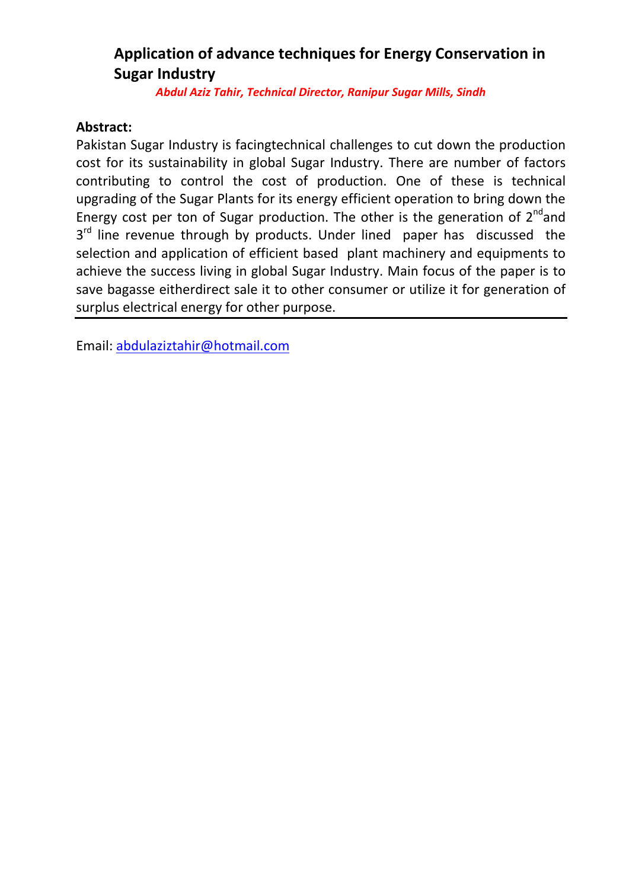# Application of advance techniques for Energy Conservation in Sugar Industry

***Abdul Aziz Tahir, Technical Director, Ranipur Sugar Mills, Sindh***

**Abstract:**

Pakistan Sugar Industry is facingtechnical challenges to cut down the production cost for its sustainability in global Sugar Industry. There are number of factors contributing to control the cost of production. One of these is technical upgrading of the Sugar Plants for its energy efficient operation to bring down the Energy cost per ton of Sugar production. The other is the generation of 2$^{nd}$and 3$^{rd}$ line revenue through by products. Under lined paper has discussed the selection and application of efficient based plant machinery and equipments to achieve the success living in global Sugar Industry. Main focus of the paper is to save bagasse eitherdirect sale it to other consumer or utilize it for generation of surplus electrical energy for other purpose.

---

Email: abdulaziztahir@hotmail.com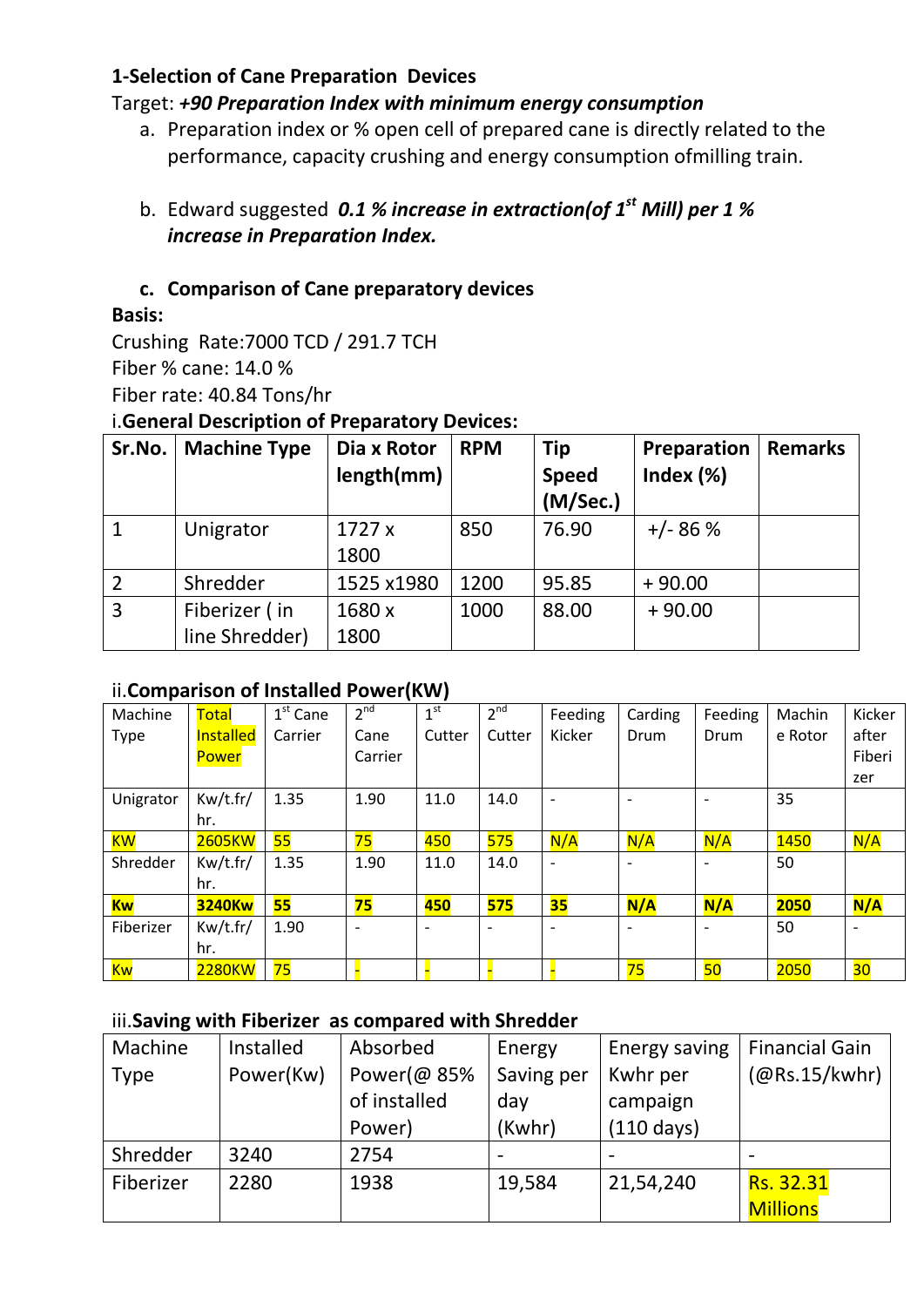## 1-Selection of Cane Preparation Devices

Target: ***+90 Preparation Index with minimum energy consumption***

a. Preparation index or % open cell of prepared cane is directly related to the performance, capacity crushing and energy consumption ofmilling train.

b. Edward suggested ***0.1 % increase in extraction(of 1st Mill) per 1 % increase in Preparation Index.***

### c. Comparison of Cane preparatory devices

**Basis:**

Crushing Rate:7000 TCD / 291.7 TCH

Fiber % cane: 14.0 %

Fiber rate: 40.84 Tons/hr

i.**General Description of Preparatory Devices:**

| Sr.No. | Machine Type | Dia x Rotor length(mm) | RPM | Tip Speed (M/Sec.) | Preparation Index (%) | Remarks |
|---|---|---|---|---|---|---|
| 1 | Unigrator | 1727 x 1800 | 850 | 76.90 | +/- 86 % | |
| 2 | Shredder | 1525 x1980 | 1200 | 95.85 | + 90.00 | |
| 3 | Fiberizer ( in line Shredder) | 1680 x 1800 | 1000 | 88.00 | + 90.00 | |

ii.**Comparison of Installed Power(KW)**

| Machine Type | Total Installed Power | 1st Cane Carrier | 2nd Cane Carrier | 1st Cutter | 2nd Cutter | Feeding Kicker | Carding Drum | Feeding Drum | Machine Rotor | Kicker after Fiberizer |
|---|---|---|---|---|---|---|---|---|---|---|
| Unigrator | Kw/t.fr/hr. | 1.35 | 1.90 | 11.0 | 14.0 | - | - | - | 35 | |
| KW | 2605KW | 55 | 75 | 450 | 575 | N/A | N/A | N/A | 1450 | N/A |
| Shredder | Kw/t.fr/hr. | 1.35 | 1.90 | 11.0 | 14.0 | - | - | - | 50 | |
| **Kw** | **3240Kw** | **55** | **75** | **450** | **575** | **35** | **N/A** | **N/A** | **2050** | **N/A** |
| Fiberizer | Kw/t.fr/hr. | 1.90 | - | - | - | - | - | - | 50 | - |
| Kw | 2280KW | 75 | - | - | - | - | 75 | 50 | 2050 | 30 |

iii.**Saving with Fiberizer as compared with Shredder**

| Machine Type | Installed Power(Kw) | Absorbed Power(@ 85% of installed Power) | Energy Saving per day (Kwhr) | Energy saving Kwhr per campaign (110 days) | Financial Gain (@Rs.15/kwhr) |
|---|---|---|---|---|---|
| Shredder | 3240 | 2754 | - | - | - |
| Fiberizer | 2280 | 1938 | 19,584 | 21,54,240 | Rs. 32.31 Millions |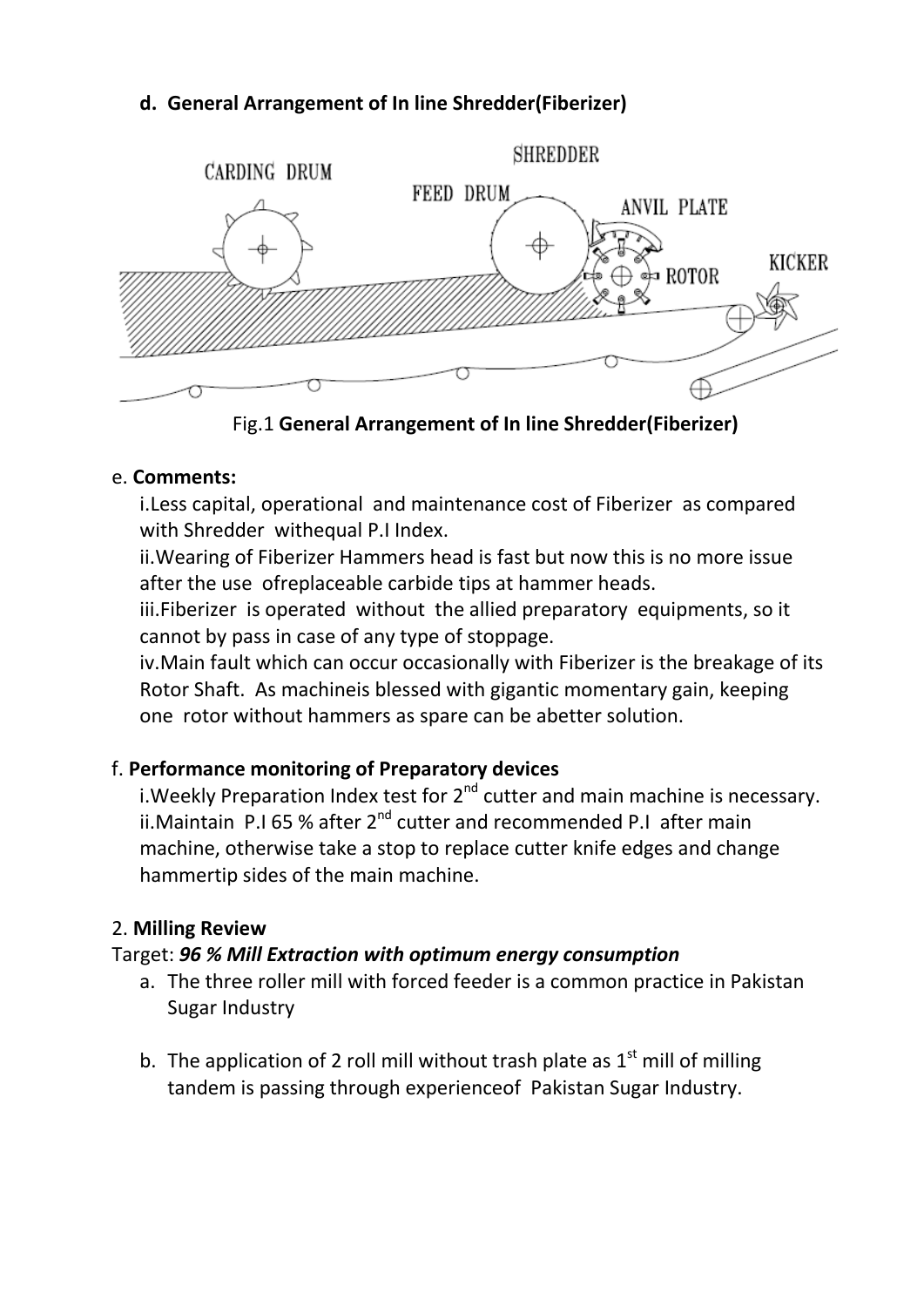**d. General Arrangement of In line Shredder(Fiberizer)**

Fig.1 **General Arrangement of In line Shredder(Fiberizer)**

e. **Comments:**

i.Less capital, operational and maintenance cost of Fiberizer as compared with Shredder withequal P.I Index.

ii.Wearing of Fiberizer Hammers head is fast but now this is no more issue after the use ofreplaceable carbide tips at hammer heads.

iii.Fiberizer is operated without the allied preparatory equipments, so it cannot by pass in case of any type of stoppage.

iv.Main fault which can occur occasionally with Fiberizer is the breakage of its Rotor Shaft. As machineis blessed with gigantic momentary gain, keeping one rotor without hammers as spare can be abetter solution.

f. **Performance monitoring of Preparatory devices**

i.Weekly Preparation Index test for 2nd cutter and main machine is necessary.

ii.Maintain P.I 65 % after 2nd cutter and recommended P.I after main machine, otherwise take a stop to replace cutter knife edges and change hammertip sides of the main machine.

2. **Milling Review**

Target: ***96 % Mill Extraction with optimum energy consumption***

a. The three roller mill with forced feeder is a common practice in Pakistan Sugar Industry

b. The application of 2 roll mill without trash plate as 1st mill of milling tandem is passing through experienceof Pakistan Sugar Industry.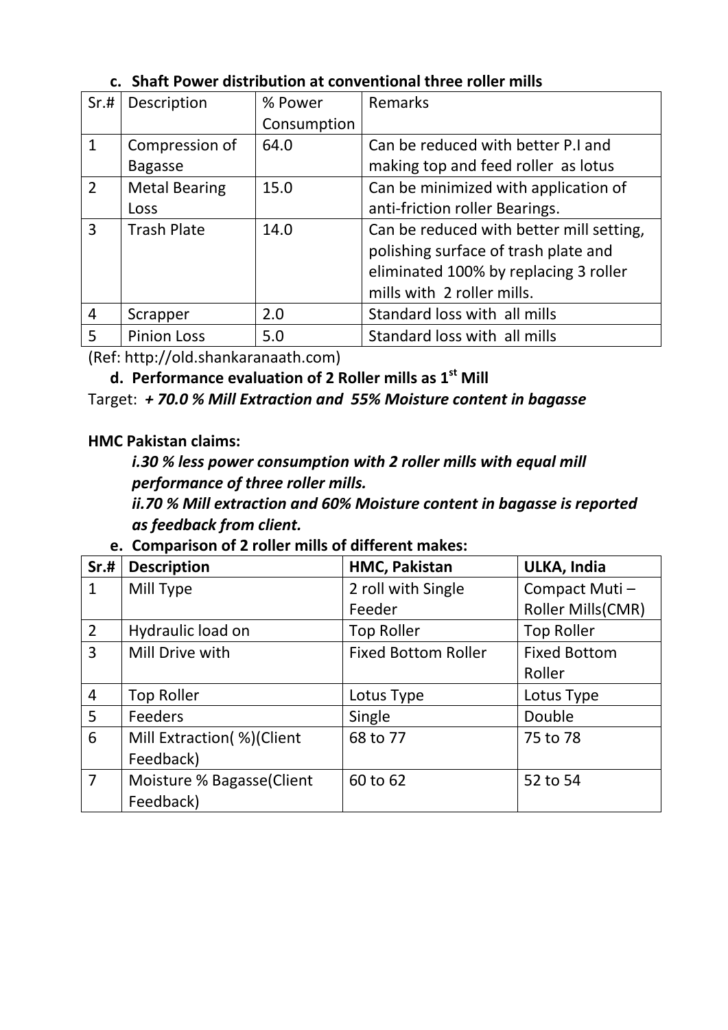### c. Shaft Power distribution at conventional three roller mills

| Sr.# | Description | % Power Consumption | Remarks |
|---|---|---|---|
| 1 | Compression of Bagasse | 64.0 | Can be reduced with better P.I and making top and feed roller as lotus |
| 2 | Metal Bearing Loss | 15.0 | Can be minimized with application of anti-friction roller Bearings. |
| 3 | Trash Plate | 14.0 | Can be reduced with better mill setting, polishing surface of trash plate and eliminated 100% by replacing 3 roller mills with 2 roller mills. |
| 4 | Scrapper | 2.0 | Standard loss with all mills |
| 5 | Pinion Loss | 5.0 | Standard loss with all mills |

(Ref: http://old.shankaranaath.com)

### d. Performance evaluation of 2 Roller mills as 1st Mill

Target: ***+ 70.0 % Mill Extraction and 55% Moisture content in bagasse***

**HMC Pakistan claims:**

***i.30 % less power consumption with 2 roller mills with equal mill performance of three roller mills.***

***ii.70 % Mill extraction and 60% Moisture content in bagasse is reported as feedback from client.***

### e. Comparison of 2 roller mills of different makes:

| Sr.# | Description | HMC, Pakistan | ULKA, India |
|---|---|---|---|
| 1 | Mill Type | 2 roll with Single Feeder | Compact Muti – Roller Mills(CMR) |
| 2 | Hydraulic load on | Top Roller | Top Roller |
| 3 | Mill Drive with | Fixed Bottom Roller | Fixed Bottom Roller |
| 4 | Top Roller | Lotus Type | Lotus Type |
| 5 | Feeders | Single | Double |
| 6 | Mill Extraction( %)(Client Feedback) | 68 to 77 | 75 to 78 |
| 7 | Moisture % Bagasse(Client Feedback) | 60 to 62 | 52 to 54 |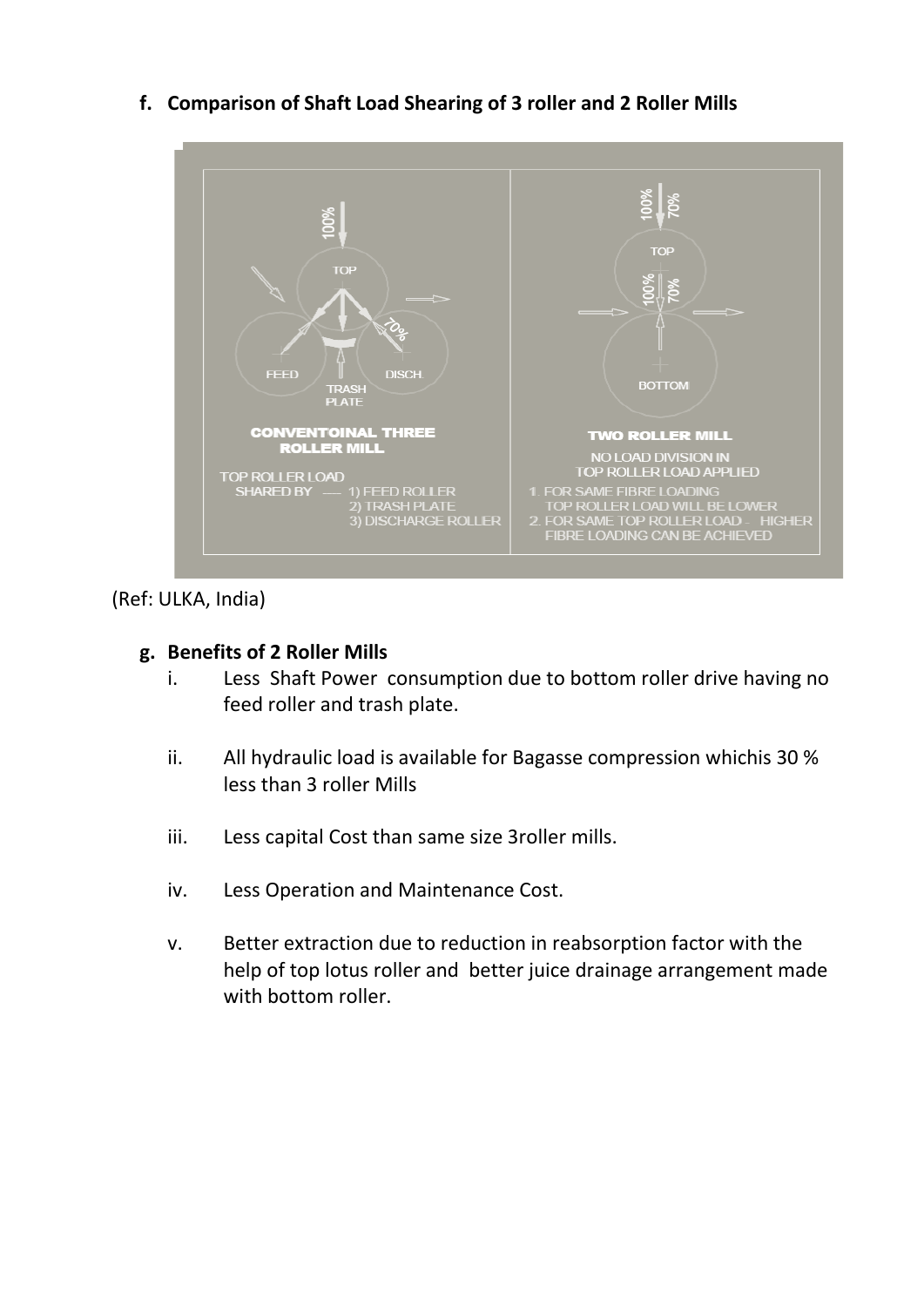**f. Comparison of Shaft Load Shearing of 3 roller and 2 Roller Mills**

(Ref: ULKA, India)

**g. Benefits of 2 Roller Mills**

i. Less Shaft Power consumption due to bottom roller drive having no feed roller and trash plate.

ii. All hydraulic load is available for Bagasse compression whichis 30 % less than 3 roller Mills

iii. Less capital Cost than same size 3roller mills.

iv. Less Operation and Maintenance Cost.

v. Better extraction due to reduction in reabsorption factor with the help of top lotus roller and better juice drainage arrangement made with bottom roller.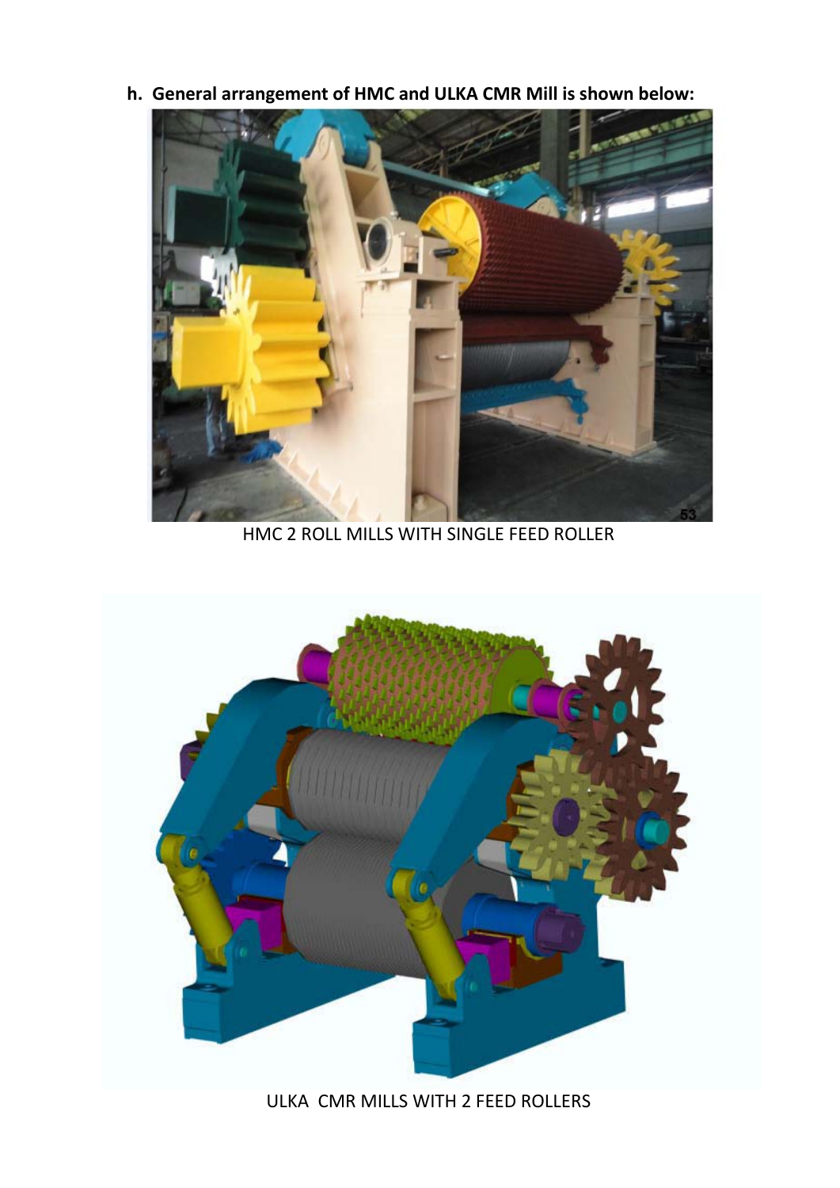**h. General arrangement of HMC and ULKA CMR Mill is shown below:**

HMC 2 ROLL MILLS WITH SINGLE FEED ROLLER

ULKA CMR MILLS WITH 2 FEED ROLLERS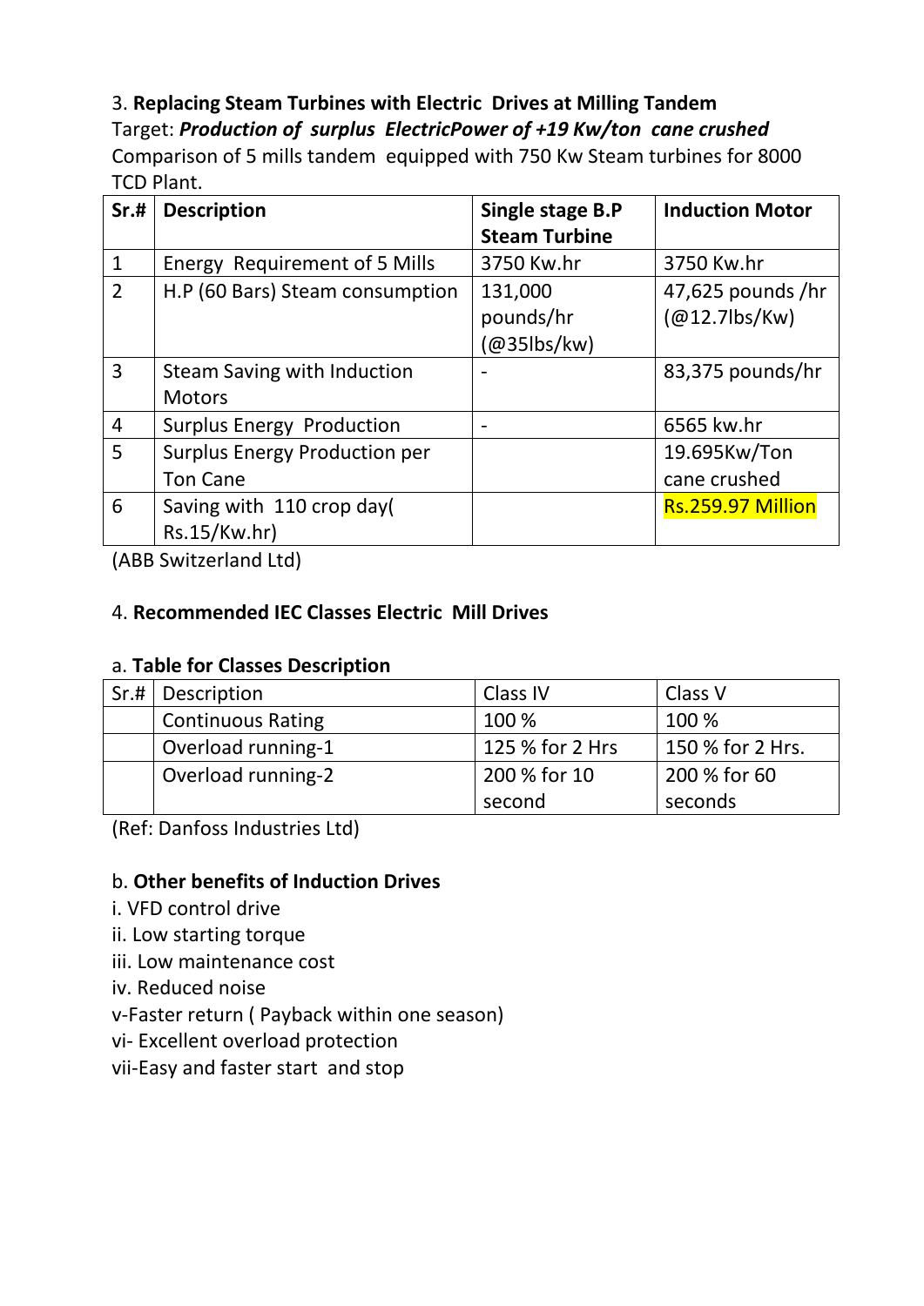3. **Replacing Steam Turbines with Electric Drives at Milling Tandem**

Target: ***Production of surplus ElectricPower of +19 Kw/ton cane crushed***

Comparison of 5 mills tandem equipped with 750 Kw Steam turbines for 8000 TCD Plant.

| **Sr.#** | **Description** | **Single stage B.P Steam Turbine** | **Induction Motor** |
|---|---|---|---|
| 1 | Energy Requirement of 5 Mills | 3750 Kw.hr | 3750 Kw.hr |
| 2 | H.P (60 Bars) Steam consumption | 131,000 pounds/hr (@35lbs/kw) | 47,625 pounds /hr (@12.7lbs/Kw) |
| 3 | Steam Saving with Induction Motors | - | 83,375 pounds/hr |
| 4 | Surplus Energy Production | - | 6565 kw.hr |
| 5 | Surplus Energy Production per Ton Cane | | 19.695Kw/Ton cane crushed |
| 6 | Saving with 110 crop day( Rs.15/Kw.hr) | | Rs.259.97 Million |

(ABB Switzerland Ltd)

4. **Recommended IEC Classes Electric Mill Drives**

a. **Table for Classes Description**

| Sr.# | Description | Class IV | Class V |
|---|---|---|---|
| | Continuous Rating | 100 % | 100 % |
| | Overload running-1 | 125 % for 2 Hrs | 150 % for 2 Hrs. |
| | Overload running-2 | 200 % for 10 second | 200 % for 60 seconds |

(Ref: Danfoss Industries Ltd)

b. **Other benefits of Induction Drives**

i. VFD control drive
ii. Low starting torque
iii. Low maintenance cost
iv. Reduced noise
v-Faster return ( Payback within one season)
vi- Excellent overload protection
vii-Easy and faster start and stop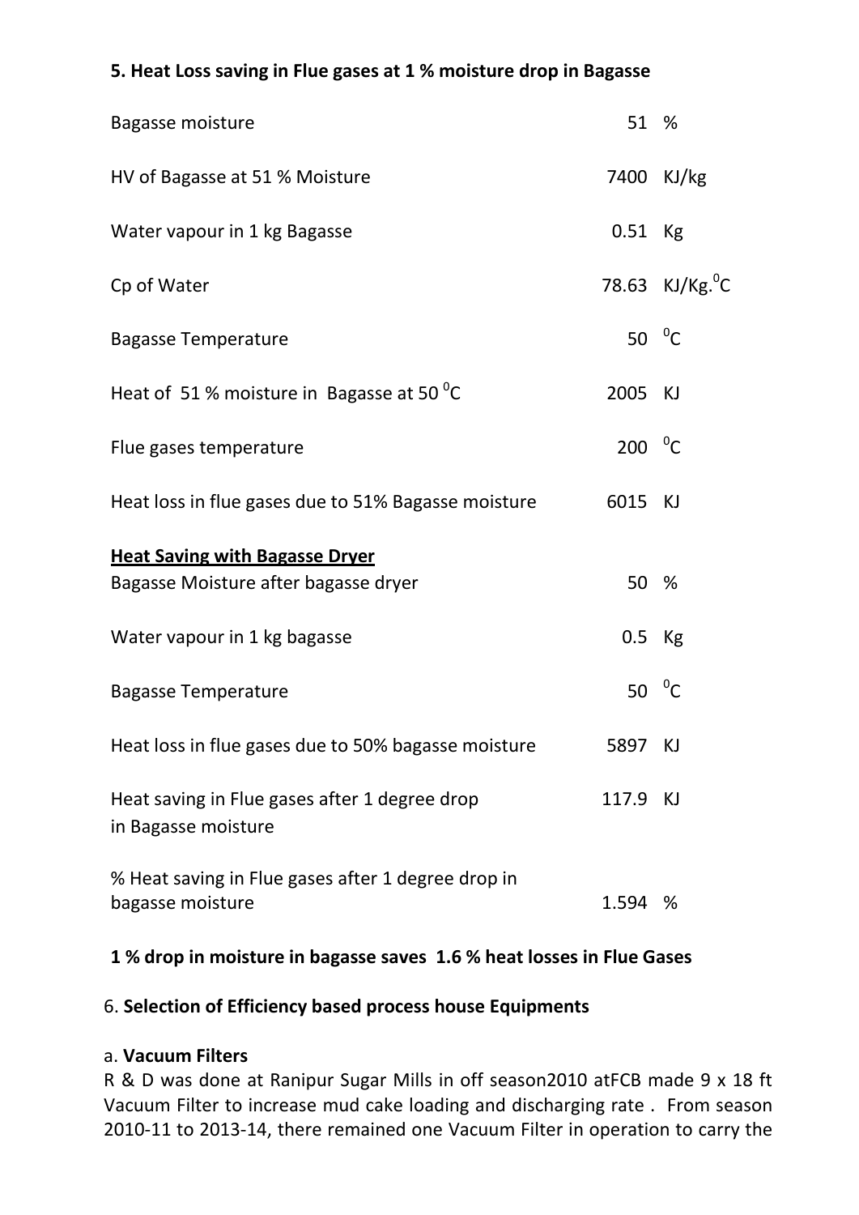**5. Heat Loss saving in Flue gases at 1 % moisture drop in Bagasse**

| | | |
|---|---|---|
| Bagasse moisture | 51 | % |
| HV of Bagasse at 51 % Moisture | 7400 | KJ/kg |
| Water vapour in 1 kg Bagasse | 0.51 | Kg |
| Cp of Water | 78.63 | KJ/Kg.$^0$C |
| Bagasse Temperature | 50 | $^0$C |
| Heat of 51 % moisture in Bagasse at 50 $^0$C | 2005 | KJ |
| Flue gases temperature | 200 | $^0$C |
| Heat loss in flue gases due to 51% Bagasse moisture | 6015 | KJ |
| **Heat Saving with Bagasse Dryer** | | |
| Bagasse Moisture after bagasse dryer | 50 | % |
| Water vapour in 1 kg bagasse | 0.5 | Kg |
| Bagasse Temperature | 50 | $^0$C |
| Heat loss in flue gases due to 50% bagasse moisture | 5897 | KJ |
| Heat saving in Flue gases after 1 degree drop in Bagasse moisture | 117.9 | KJ |
| % Heat saving in Flue gases after 1 degree drop in bagasse moisture | 1.594 | % |

**1 % drop in moisture in bagasse saves 1.6 % heat losses in Flue Gases**

6. **Selection of Efficiency based process house Equipments**

a. **Vacuum Filters**

R & D was done at Ranipur Sugar Mills in off season2010 atFCB made 9 x 18 ft Vacuum Filter to increase mud cake loading and discharging rate . From season 2010-11 to 2013-14, there remained one Vacuum Filter in operation to carry the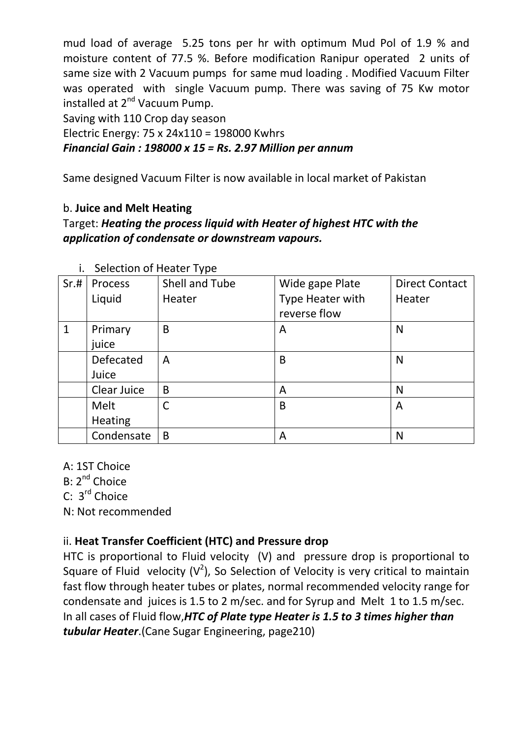mud load of average 5.25 tons per hr with optimum Mud Pol of 1.9 % and moisture content of 77.5 %. Before modification Ranipur operated 2 units of same size with 2 Vacuum pumps for same mud loading . Modified Vacuum Filter was operated with single Vacuum pump. There was saving of 75 Kw motor installed at 2nd Vacuum Pump.

Saving with 110 Crop day season

Electric Energy: 75 x 24x110 = 198000 Kwhrs

***Financial Gain : 198000 x 15 = Rs. 2.97 Million per annum***

Same designed Vacuum Filter is now available in local market of Pakistan

b. **Juice and Melt Heating**

Target: ***Heating the process liquid with Heater of highest HTC with the application of condensate or downstream vapours.***

i. Selection of Heater Type

| Sr.# | Process Liquid | Shell and Tube Heater | Wide gape Plate Type Heater with reverse flow | Direct Contact Heater |
|---|---|---|---|---|
| 1 | Primary juice | B | A | N |
| | Defecated Juice | A | B | N |
| | Clear Juice | B | A | N |
| | Melt Heating | C | B | A |
| | Condensate | B | A | N |

A: 1ST Choice
B: 2nd Choice
C: 3rd Choice
N: Not recommended

ii. **Heat Transfer Coefficient (HTC) and Pressure drop**

HTC is proportional to Fluid velocity (V) and pressure drop is proportional to Square of Fluid velocity ($V^2$), So Selection of Velocity is very critical to maintain fast flow through heater tubes or plates, normal recommended velocity range for condensate and juices is 1.5 to 2 m/sec. and for Syrup and Melt 1 to 1.5 m/sec. In all cases of Fluid flow,***HTC of Plate type Heater is 1.5 to 3 times higher than tubular Heater***.(Cane Sugar Engineering, page210)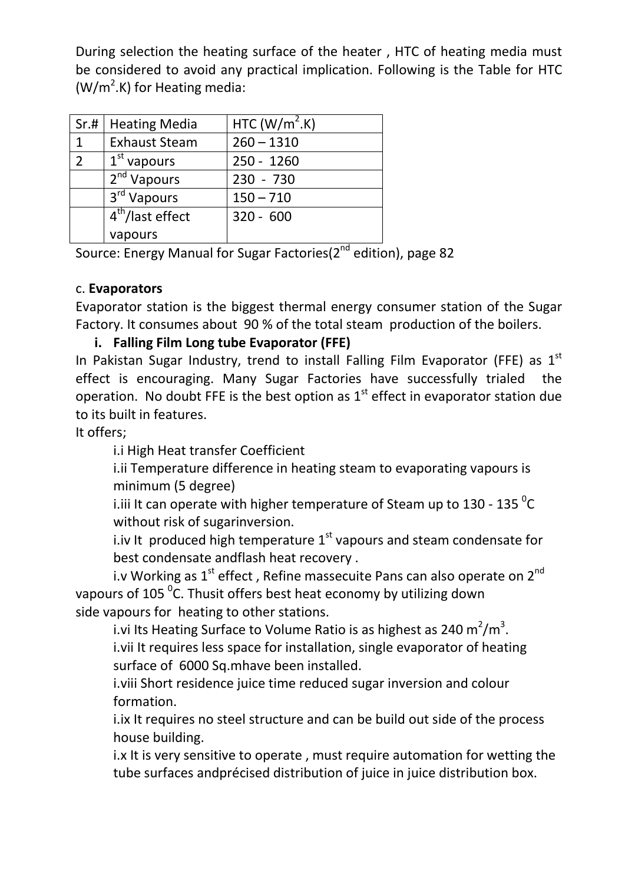During selection the heating surface of the heater , HTC of heating media must be considered to avoid any practical implication. Following is the Table for HTC ($W/m^2.K$) for Heating media:

| Sr.# | Heating Media | HTC ($W/m^2.K$) |
|---|---|---|
| 1 | Exhaust Steam | 260 – 1310 |
| 2 | 1st vapours | 250 - 1260 |
| | 2nd Vapours | 230 - 730 |
| | 3rd Vapours | 150 – 710 |
| | 4th/last effect vapours | 320 - 600 |

Source: Energy Manual for Sugar Factories(2nd edition), page 82

c. **Evaporators**

Evaporator station is the biggest thermal energy consumer station of the Sugar Factory. It consumes about 90 % of the total steam production of the boilers.

**i. Falling Film Long tube Evaporator (FFE)**

In Pakistan Sugar Industry, trend to install Falling Film Evaporator (FFE) as 1st effect is encouraging. Many Sugar Factories have successfully trialed the operation. No doubt FFE is the best option as 1st effect in evaporator station due to its built in features.

It offers;

i.i High Heat transfer Coefficient

i.ii Temperature difference in heating steam to evaporating vapours is minimum (5 degree)

i.iii It can operate with higher temperature of Steam up to 130 - 135 $^0$C without risk of sugarinversion.

i.iv It produced high temperature 1st vapours and steam condensate for best condensate andflash heat recovery .

i.v Working as 1st effect , Refine massecuite Pans can also operate on 2nd vapours of 105 $^0$C. Thusit offers best heat economy by utilizing down side vapours for heating to other stations.

i.vi Its Heating Surface to Volume Ratio is as highest as 240 $m^2/m^3$.

i.vii It requires less space for installation, single evaporator of heating surface of 6000 Sq.mhave been installed.

i.viii Short residence juice time reduced sugar inversion and colour formation.

i.ix It requires no steel structure and can be build out side of the process house building.

i.x It is very sensitive to operate , must require automation for wetting the tube surfaces andprécised distribution of juice in juice distribution box.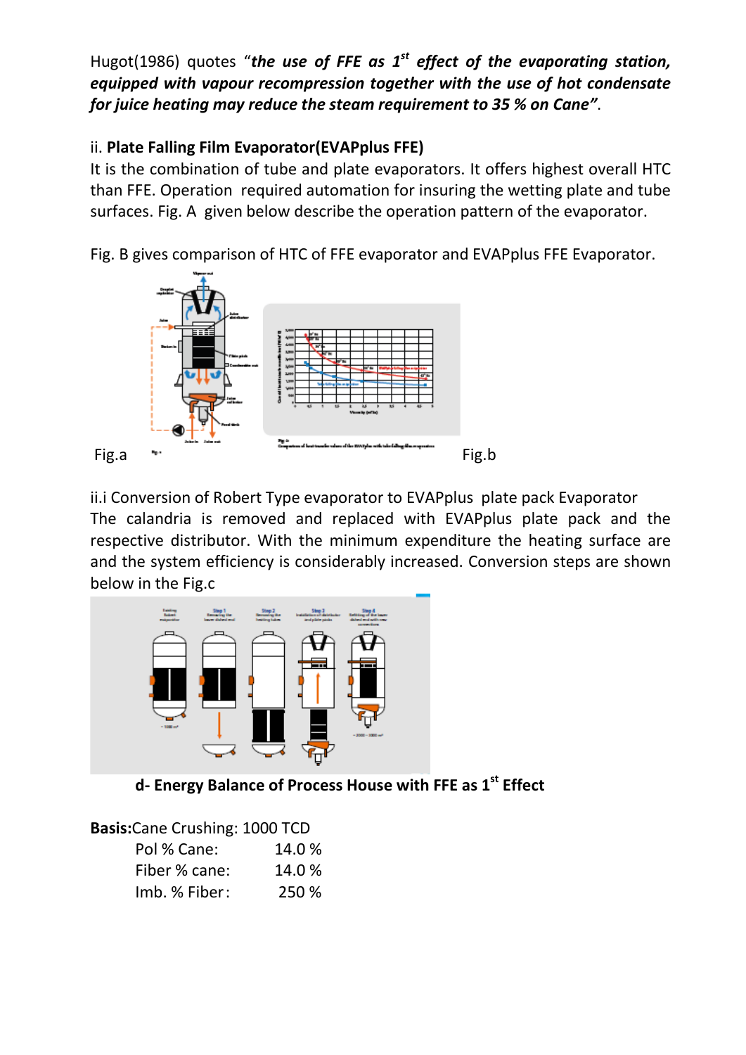Hugot(1986) quotes "***the use of FFE as 1st effect of the evaporating station, equipped with vapour recompression together with the use of hot condensate for juice heating may reduce the steam requirement to 35 % on Cane"***.

ii. **Plate Falling Film Evaporator(EVAPplus FFE)**

It is the combination of tube and plate evaporators. It offers highest overall HTC than FFE. Operation required automation for insuring the wetting plate and tube surfaces. Fig. A given below describe the operation pattern of the evaporator.

Fig. B gives comparison of HTC of FFE evaporator and EVAPplus FFE Evaporator.

Fig.a Fig.b

ii.i Conversion of Robert Type evaporator to EVAPplus plate pack Evaporator

The calandria is removed and replaced with EVAPplus plate pack and the respective distributor. With the minimum expenditure the heating surface are and the system efficiency is considerably increased. Conversion steps are shown below in the Fig.c

## d- Energy Balance of Process House with FFE as 1st Effect

**Basis:** Cane Crushing: 1000 TCD

| | |
|---|---|
| Pol % Cane: | 14.0 % |
| Fiber % cane: | 14.0 % |
| Imb. % Fiber: | 250 % |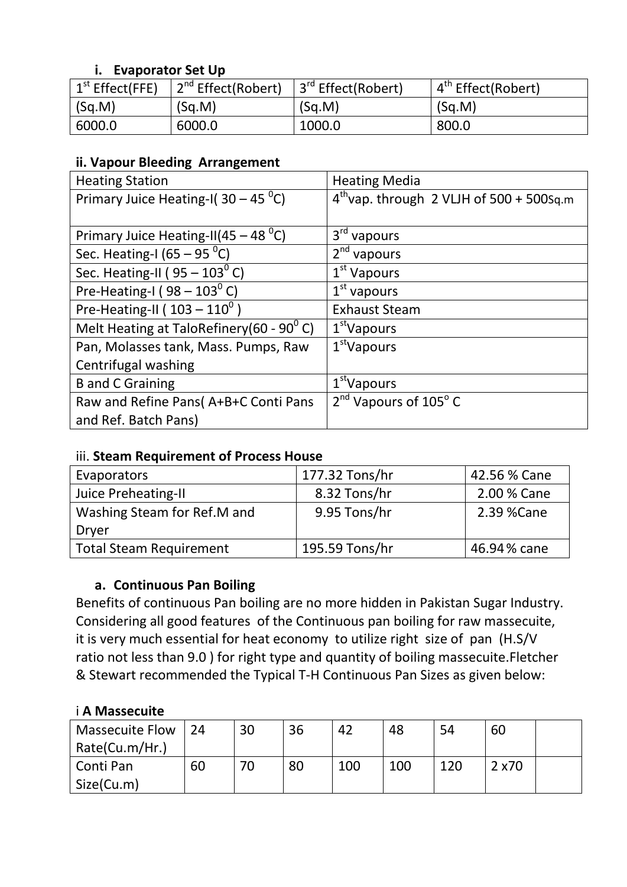### i. Evaporator Set Up

| $1^{st}$ Effect(FFE) | $2^{nd}$ Effect(Robert) | $3^{rd}$ Effect(Robert) | $4^{th}$ Effect(Robert) |
|---|---|---|---|
| (Sq.M) | (Sq.M) | (Sq.M) | (Sq.M) |
| 6000.0 | 6000.0 | 1000.0 | 800.0 |

### ii. Vapour Bleeding Arrangement

| Heating Station | Heating Media |
|---|---|
| Primary Juice Heating-I( 30 – 45 $^0$C) | $4^{th}$vap. through 2 VLJH of 500 + 500Sq.m |
| Primary Juice Heating-II(45 – 48 $^0$C) | $3^{rd}$ vapours |
| Sec. Heating-I (65 – 95 $^0$C) | $2^{nd}$ vapours |
| Sec. Heating-II ( 95 – 103$^0$ C) | $1^{st}$ Vapours |
| Pre-Heating-I ( 98 – 103$^0$ C) | $1^{st}$ vapours |
| Pre-Heating-II ( 103 – 110$^0$ ) | Exhaust Steam |
| Melt Heating at TaloRefinery(60 - 90$^0$ C) | $1^{st}$Vapours |
| Pan, Molasses tank, Mass. Pumps, Raw Centrifugal washing | $1^{st}$Vapours |
| B and C Graining | $1^{st}$Vapours |
| Raw and Refine Pans( A+B+C Conti Pans and Ref. Batch Pans) | $2^{nd}$ Vapours of 105$^o$ C |

iii. **Steam Requirement of Process House**

| Evaporators | 177.32 Tons/hr | 42.56 % Cane |
|---|---|---|
| Juice Preheating-II | 8.32 Tons/hr | 2.00 % Cane |
| Washing Steam for Ref.M and Dryer | 9.95 Tons/hr | 2.39 %Cane |
| Total Steam Requirement | 195.59 Tons/hr | 46.94% cane |

#### a. Continuous Pan Boiling

Benefits of continuous Pan boiling are no more hidden in Pakistan Sugar Industry. Considering all good features of the Continuous pan boiling for raw massecuite, it is very much essential for heat economy to utilize right size of pan (H.S/V ratio not less than 9.0 ) for right type and quantity of boiling massecuite.Fletcher & Stewart recommended the Typical T-H Continuous Pan Sizes as given below:

i **A Massecuite**

| Massecuite Flow Rate(Cu.m/Hr.) | 24 | 30 | 36 | 42 | 48 | 54 | 60 | |
|---|---|---|---|---|---|---|---|---|
| Conti Pan Size(Cu.m) | 60 | 70 | 80 | 100 | 100 | 120 | 2 x70 | |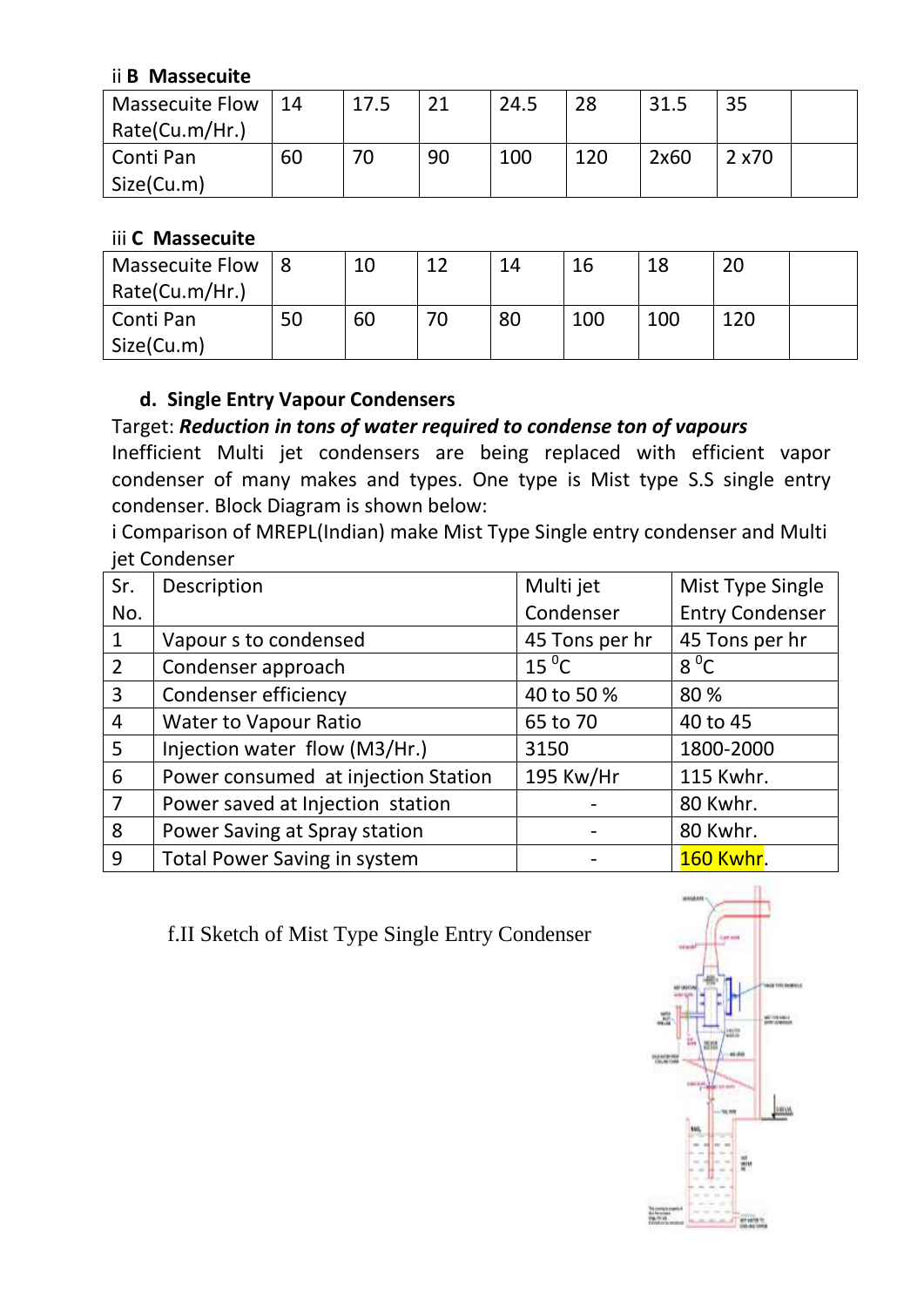ii **B Massecuite**

| Massecuite Flow Rate(Cu.m/Hr.) | 14 | 17.5 | 21 | 24.5 | 28 | 31.5 | 35 | |
|---|---|---|---|---|---|---|---|---|
| Conti Pan Size(Cu.m) | 60 | 70 | 90 | 100 | 120 | 2x60 | 2 x70 | |

iii **C Massecuite**

| Massecuite Flow Rate(Cu.m/Hr.) | 8 | 10 | 12 | 14 | 16 | 18 | 20 | |
|---|---|---|---|---|---|---|---|---|
| Conti Pan Size(Cu.m) | 50 | 60 | 70 | 80 | 100 | 100 | 120 | |

**d. Single Entry Vapour Condensers**

Target: ***Reduction in tons of water required to condense ton of vapours***

Inefficient Multi jet condensers are being replaced with efficient vapor condenser of many makes and types. One type is Mist type S.S single entry condenser. Block Diagram is shown below:

i Comparison of MREPL(Indian) make Mist Type Single entry condenser and Multi jet Condenser

| Sr. No. | Description | Multi jet Condenser | Mist Type Single Entry Condenser |
|---|---|---|---|
| 1 | Vapour s to condensed | 45 Tons per hr | 45 Tons per hr |
| 2 | Condenser approach | 15 $^0$C | 8 $^0$C |
| 3 | Condenser efficiency | 40 to 50 % | 80 % |
| 4 | Water to Vapour Ratio | 65 to 70 | 40 to 45 |
| 5 | Injection water flow (M3/Hr.) | 3150 | 1800-2000 |
| 6 | Power consumed at injection Station | 195 Kw/Hr | 115 Kwhr. |
| 7 | Power saved at Injection station | - | 80 Kwhr. |
| 8 | Power Saving at Spray station | - | 80 Kwhr. |
| 9 | Total Power Saving in system | - | 160 Kwhr. |

f.II Sketch of Mist Type Single Entry Condenser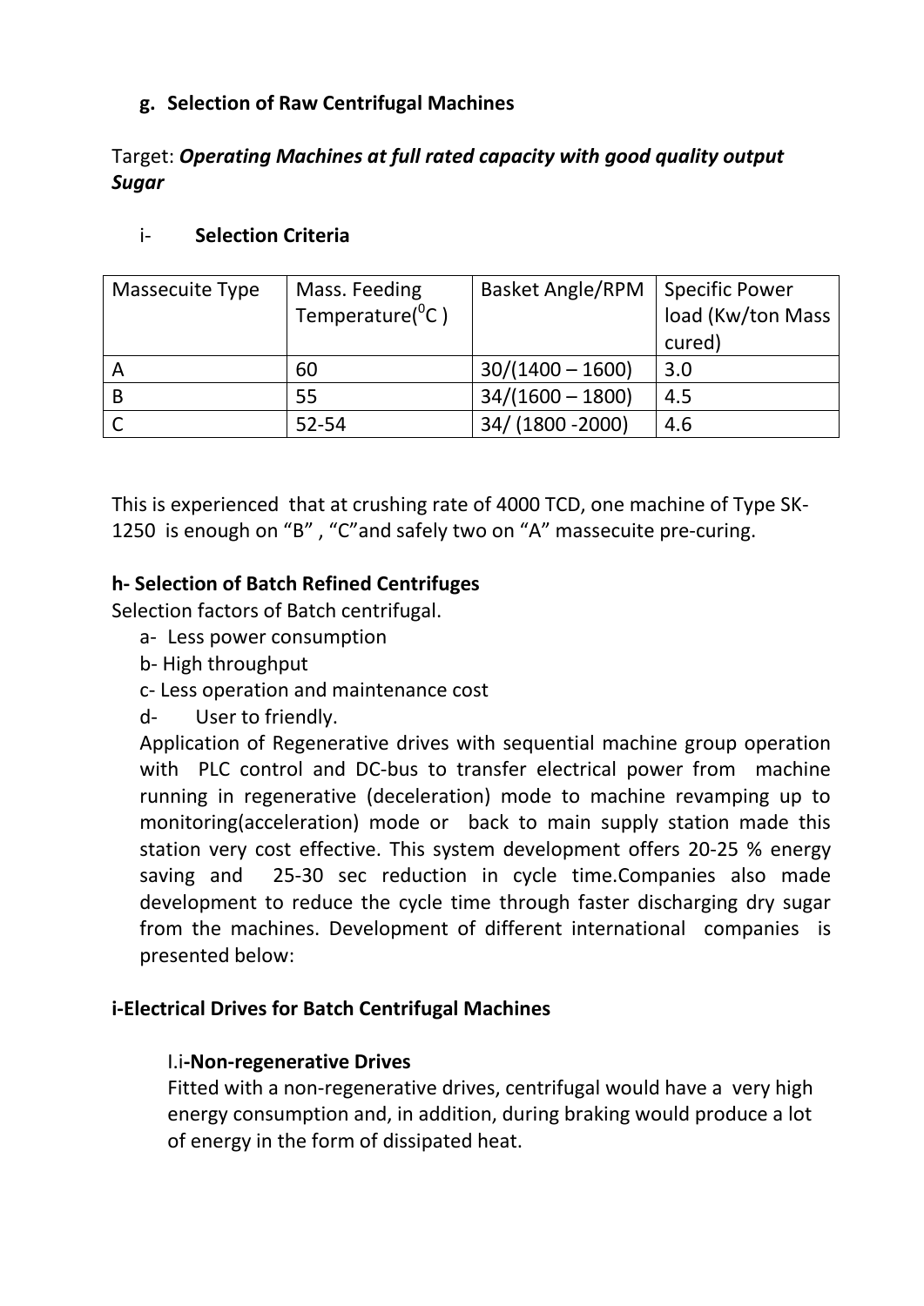### g. Selection of Raw Centrifugal Machines

Target: ***Operating Machines at full rated capacity with good quality output Sugar***

#### i- Selection Criteria

| Massecuite Type | Mass. Feeding Temperature($^0$C ) | Basket Angle/RPM | Specific Power load (Kw/ton Mass cured) |
|---|---|---|---|
| A | 60 | 30/(1400 – 1600) | 3.0 |
| B | 55 | 34/(1600 – 1800) | 4.5 |
| C | 52-54 | 34/ (1800 -2000) | 4.6 |

This is experienced that at crushing rate of 4000 TCD, one machine of Type SK-1250 is enough on “B” , “C”and safely two on “A” massecuite pre-curing.

### h- Selection of Batch Refined Centrifuges

Selection factors of Batch centrifugal.

- a- Less power consumption
- b- High throughput
- c- Less operation and maintenance cost
- d- User to friendly.

Application of Regenerative drives with sequential machine group operation with PLC control and DC-bus to transfer electrical power from machine running in regenerative (deceleration) mode to machine revamping up to monitoring(acceleration) mode or back to main supply station made this station very cost effective. This system development offers 20-25 % energy saving and 25-30 sec reduction in cycle time.Companies also made development to reduce the cycle time through faster discharging dry sugar from the machines. Development of different international companies is presented below:

### i-Electrical Drives for Batch Centrifugal Machines

#### I.i-Non-regenerative Drives

Fitted with a non-regenerative drives, centrifugal would have a very high energy consumption and, in addition, during braking would produce a lot of energy in the form of dissipated heat.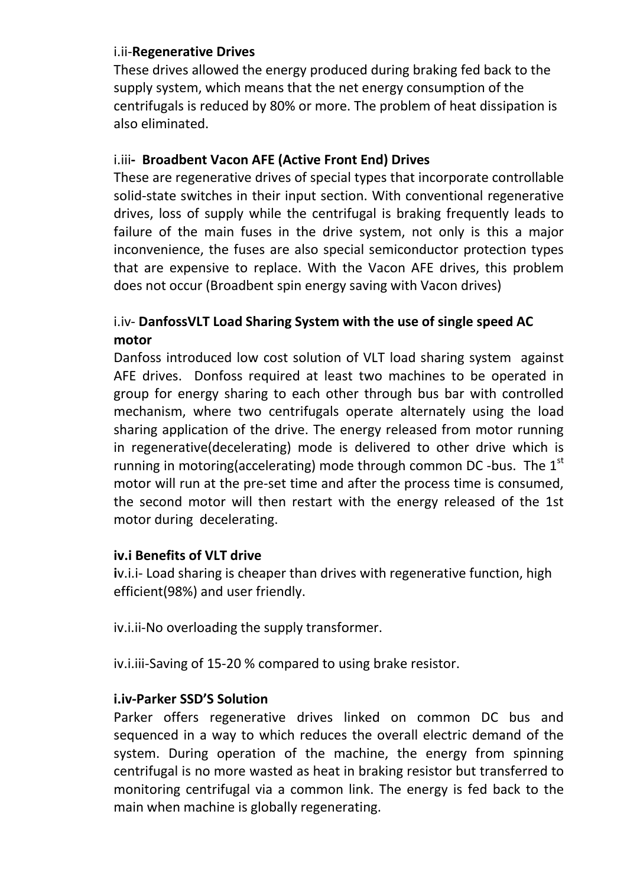i.ii-**Regenerative Drives**

These drives allowed the energy produced during braking fed back to the supply system, which means that the net energy consumption of the centrifugals is reduced by 80% or more. The problem of heat dissipation is also eliminated.

i.iii**- Broadbent Vacon AFE (Active Front End) Drives**

These are regenerative drives of special types that incorporate controllable solid-state switches in their input section. With conventional regenerative drives, loss of supply while the centrifugal is braking frequently leads to failure of the main fuses in the drive system, not only is this a major inconvenience, the fuses are also special semiconductor protection types that are expensive to replace. With the Vacon AFE drives, this problem does not occur (Broadbent spin energy saving with Vacon drives)

i.iv- **DanfossVLT Load Sharing System with the use of single speed AC motor**

Danfoss introduced low cost solution of VLT load sharing system against AFE drives. Donfoss required at least two machines to be operated in group for energy sharing to each other through bus bar with controlled mechanism, where two centrifugals operate alternately using the load sharing application of the drive. The energy released from motor running in regenerative(decelerating) mode is delivered to other drive which is running in motoring(accelerating) mode through common DC -bus. The 1st motor will run at the pre-set time and after the process time is consumed, the second motor will then restart with the energy released of the 1st motor during decelerating.

**iv.i Benefits of VLT drive**

**i**v.i.i- Load sharing is cheaper than drives with regenerative function, high efficient(98%) and user friendly.

iv.i.ii-No overloading the supply transformer.

iv.i.iii-Saving of 15-20 % compared to using brake resistor.

**i.iv-Parker SSD'S Solution**

Parker offers regenerative drives linked on common DC bus and sequenced in a way to which reduces the overall electric demand of the system. During operation of the machine, the energy from spinning centrifugal is no more wasted as heat in braking resistor but transferred to monitoring centrifugal via a common link. The energy is fed back to the main when machine is globally regenerating.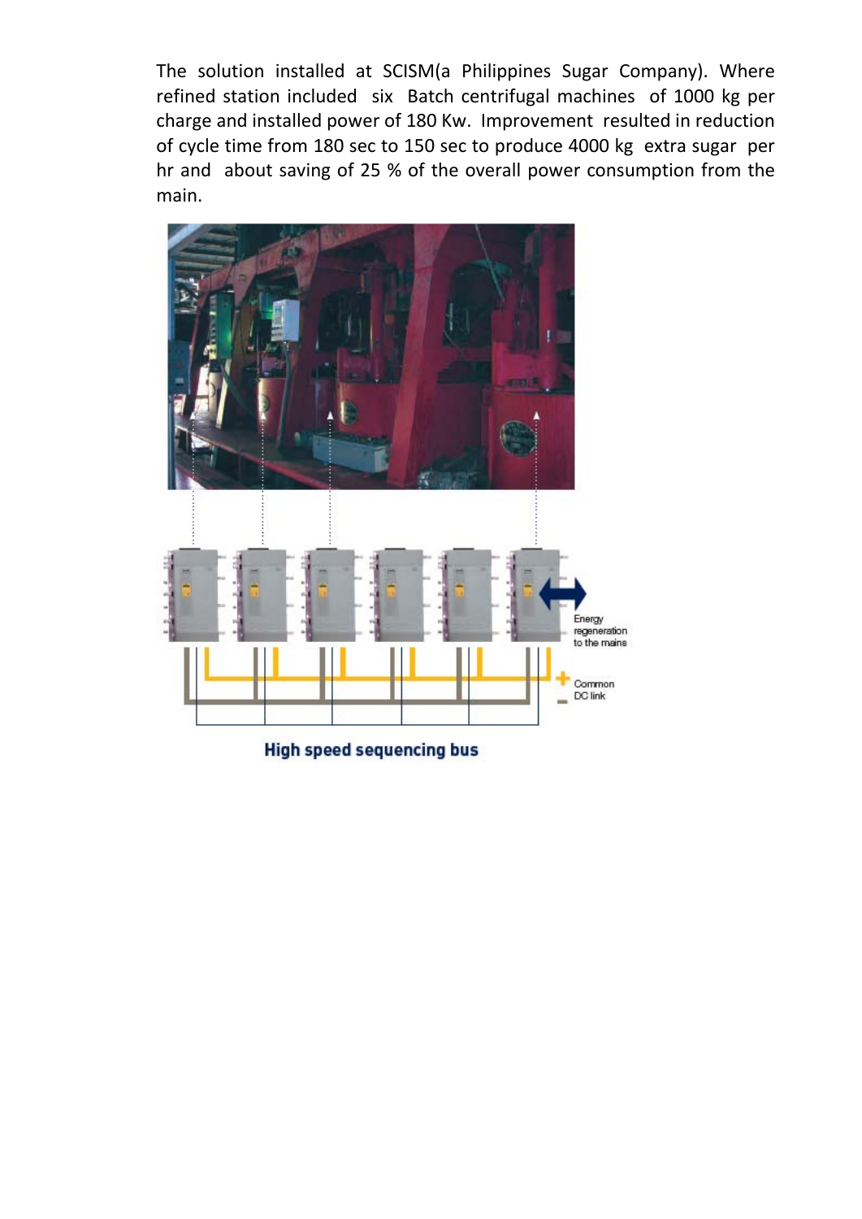The solution installed at SCISM(a Philippines Sugar Company). Where refined station included six Batch centrifugal machines of 1000 kg per charge and installed power of 180 Kw. Improvement resulted in reduction of cycle time from 180 sec to 150 sec to produce 4000 kg extra sugar per hr and about saving of 25 % of the overall power consumption from the main.

Energy regeneration to the mains

Common DC link

**High speed sequencing bus**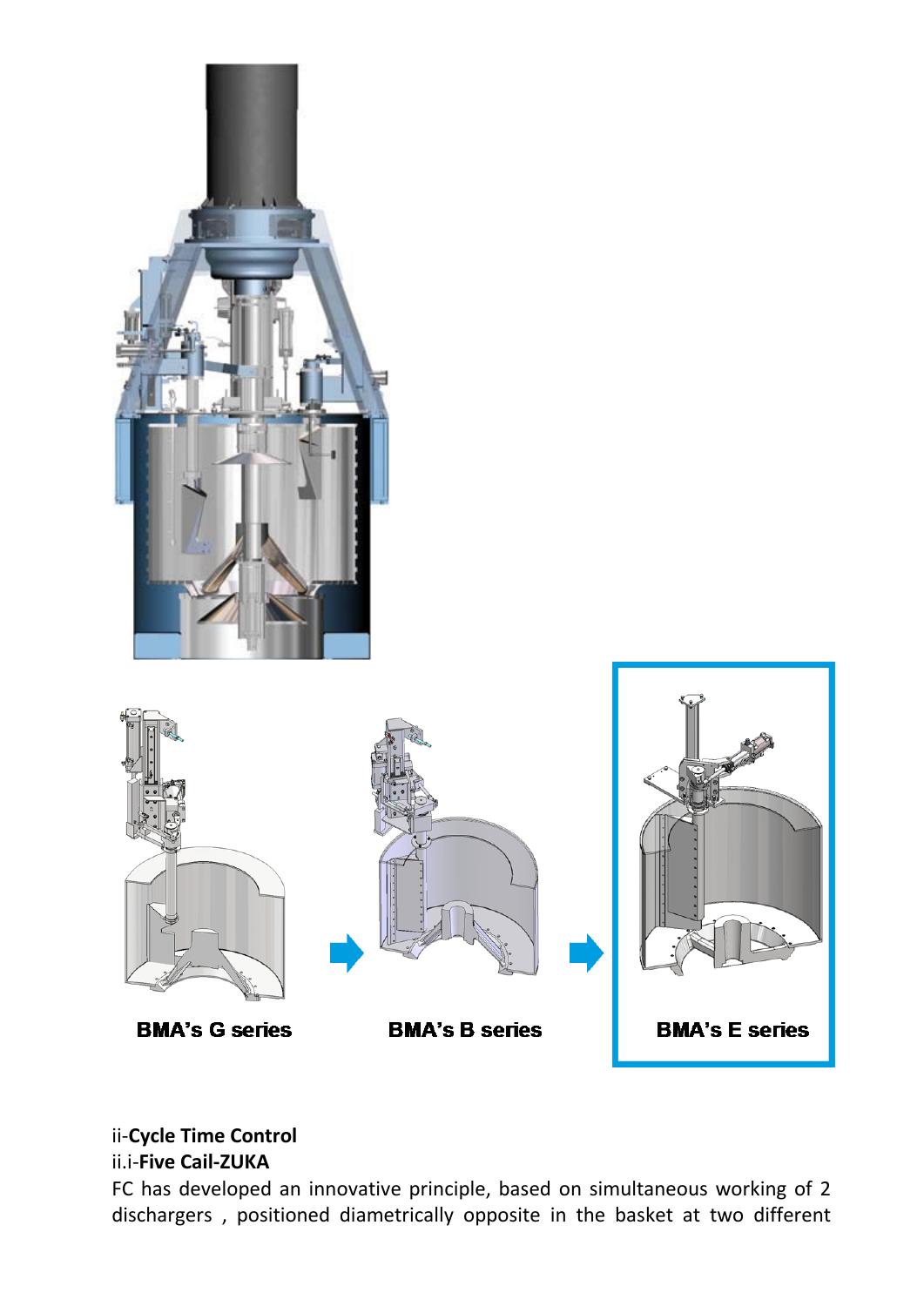BMA's G series

BMA's B series

BMA's E series

ii-**Cycle Time Control**

ii.i-**Five Cail-ZUKA**

FC has developed an innovative principle, based on simultaneous working of 2 dischargers , positioned diametrically opposite in the basket at two different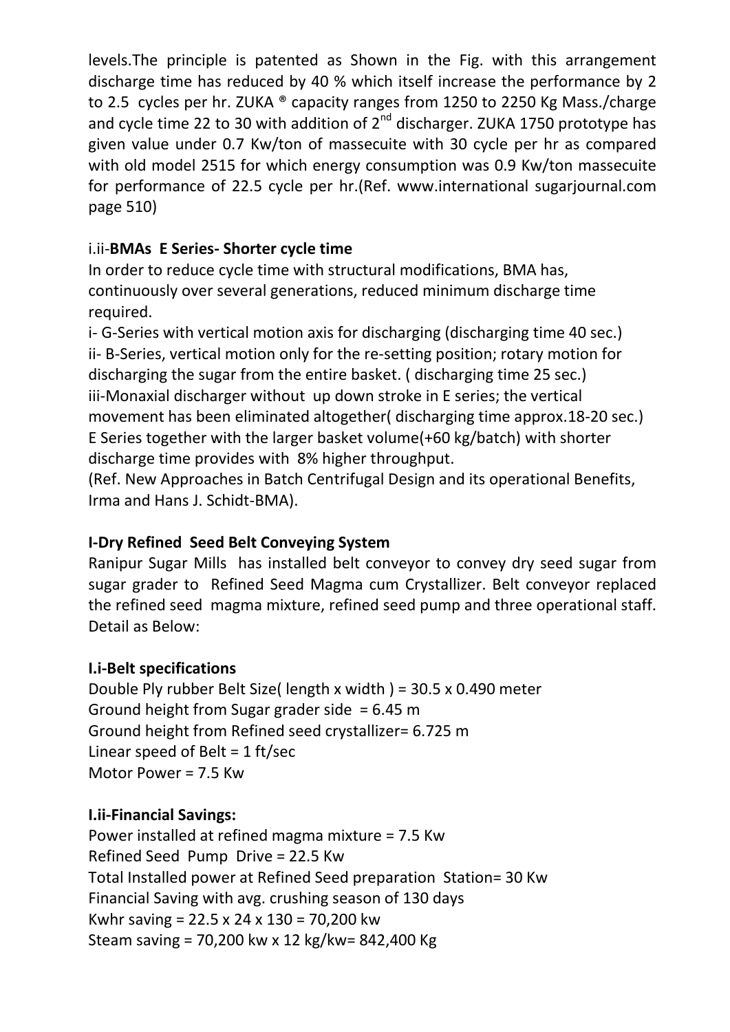levels.The principle is patented as Shown in the Fig. with this arrangement discharge time has reduced by 40 % which itself increase the performance by 2 to 2.5 cycles per hr. ZUKA ® capacity ranges from 1250 to 2250 Kg Mass./charge and cycle time 22 to 30 with addition of 2nd discharger. ZUKA 1750 prototype has given value under 0.7 Kw/ton of massecuite with 30 cycle per hr as compared with old model 2515 for which energy consumption was 0.9 Kw/ton massecuite for performance of 22.5 cycle per hr.(Ref. www.international sugarjournal.com page 510)

i.ii-**BMAs E Series- Shorter cycle time**

In order to reduce cycle time with structural modifications, BMA has, continuously over several generations, reduced minimum discharge time required.

i- G-Series with vertical motion axis for discharging (discharging time 40 sec.)
ii- B-Series, vertical motion only for the re-setting position; rotary motion for discharging the sugar from the entire basket. ( discharging time 25 sec.)
iii-Monaxial discharger without up down stroke in E series; the vertical movement has been eliminated altogether( discharging time approx.18-20 sec.)
E Series together with the larger basket volume(+60 kg/batch) with shorter discharge time provides with 8% higher throughput.
(Ref. New Approaches in Batch Centrifugal Design and its operational Benefits, Irma and Hans J. Schidt-BMA).

**I-Dry Refined Seed Belt Conveying System**

Ranipur Sugar Mills has installed belt conveyor to convey dry seed sugar from sugar grader to Refined Seed Magma cum Crystallizer. Belt conveyor replaced the refined seed magma mixture, refined seed pump and three operational staff. Detail as Below:

**I.i-Belt specifications**

Double Ply rubber Belt Size( length x width ) = 30.5 x 0.490 meter
Ground height from Sugar grader side = 6.45 m
Ground height from Refined seed crystallizer= 6.725 m
Linear speed of Belt = 1 ft/sec
Motor Power = 7.5 Kw

**I.ii-Financial Savings:**

Power installed at refined magma mixture = 7.5 Kw
Refined Seed Pump Drive = 22.5 Kw
Total Installed power at Refined Seed preparation Station= 30 Kw
Financial Saving with avg. crushing season of 130 days
Kwhr saving = 22.5 x 24 x 130 = 70,200 kw
Steam saving = 70,200 kw x 12 kg/kw= 842,400 Kg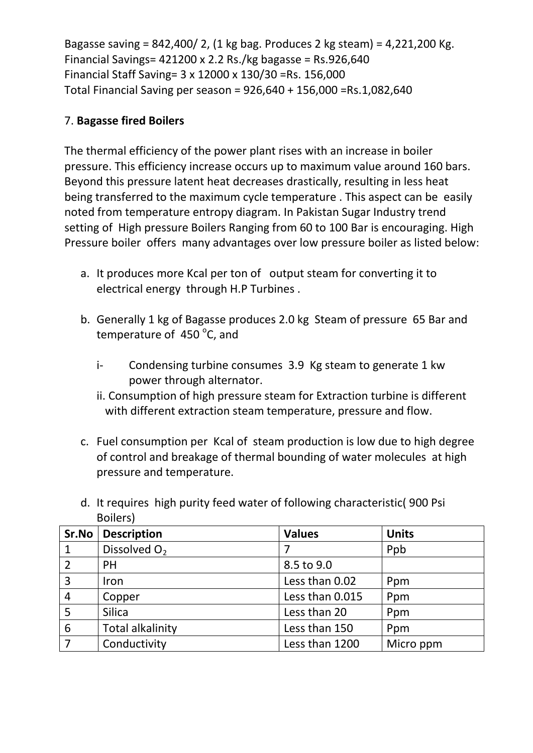Bagasse saving = 842,400/ 2, (1 kg bag. Produces 2 kg steam) = 4,221,200 Kg.
Financial Savings= 421200 x 2.2 Rs./kg bagasse = Rs.926,640
Financial Staff Saving= 3 x 12000 x 130/30 =Rs. 156,000
Total Financial Saving per season = 926,640 + 156,000 =Rs.1,082,640

7. **Bagasse fired Boilers**

The thermal efficiency of the power plant rises with an increase in boiler pressure. This efficiency increase occurs up to maximum value around 160 bars. Beyond this pressure latent heat decreases drastically, resulting in less heat being transferred to the maximum cycle temperature . This aspect can be easily noted from temperature entropy diagram. In Pakistan Sugar Industry trend setting of High pressure Boilers Ranging from 60 to 100 Bar is encouraging. High Pressure boiler offers many advantages over low pressure boiler as listed below:

a. It produces more Kcal per ton of output steam for converting it to electrical energy through H.P Turbines .

b. Generally 1 kg of Bagasse produces 2.0 kg Steam of pressure 65 Bar and temperature of 450 °C, and

   i- Condensing turbine consumes 3.9 Kg steam to generate 1 kw power through alternator.

   ii. Consumption of high pressure steam for Extraction turbine is different with different extraction steam temperature, pressure and flow.

c. Fuel consumption per Kcal of steam production is low due to high degree of control and breakage of thermal bounding of water molecules at high pressure and temperature.

d. It requires high purity feed water of following characteristic( 900 Psi Boilers)

| Sr.No | Description | Values | Units |
|---|---|---|---|
| 1 | Dissolved $O_2$ | 7 | Ppb |
| 2 | PH | 8.5 to 9.0 | |
| 3 | Iron | Less than 0.02 | Ppm |
| 4 | Copper | Less than 0.015 | Ppm |
| 5 | Silica | Less than 20 | Ppm |
| 6 | Total alkalinity | Less than 150 | Ppm |
| 7 | Conductivity | Less than 1200 | Micro ppm |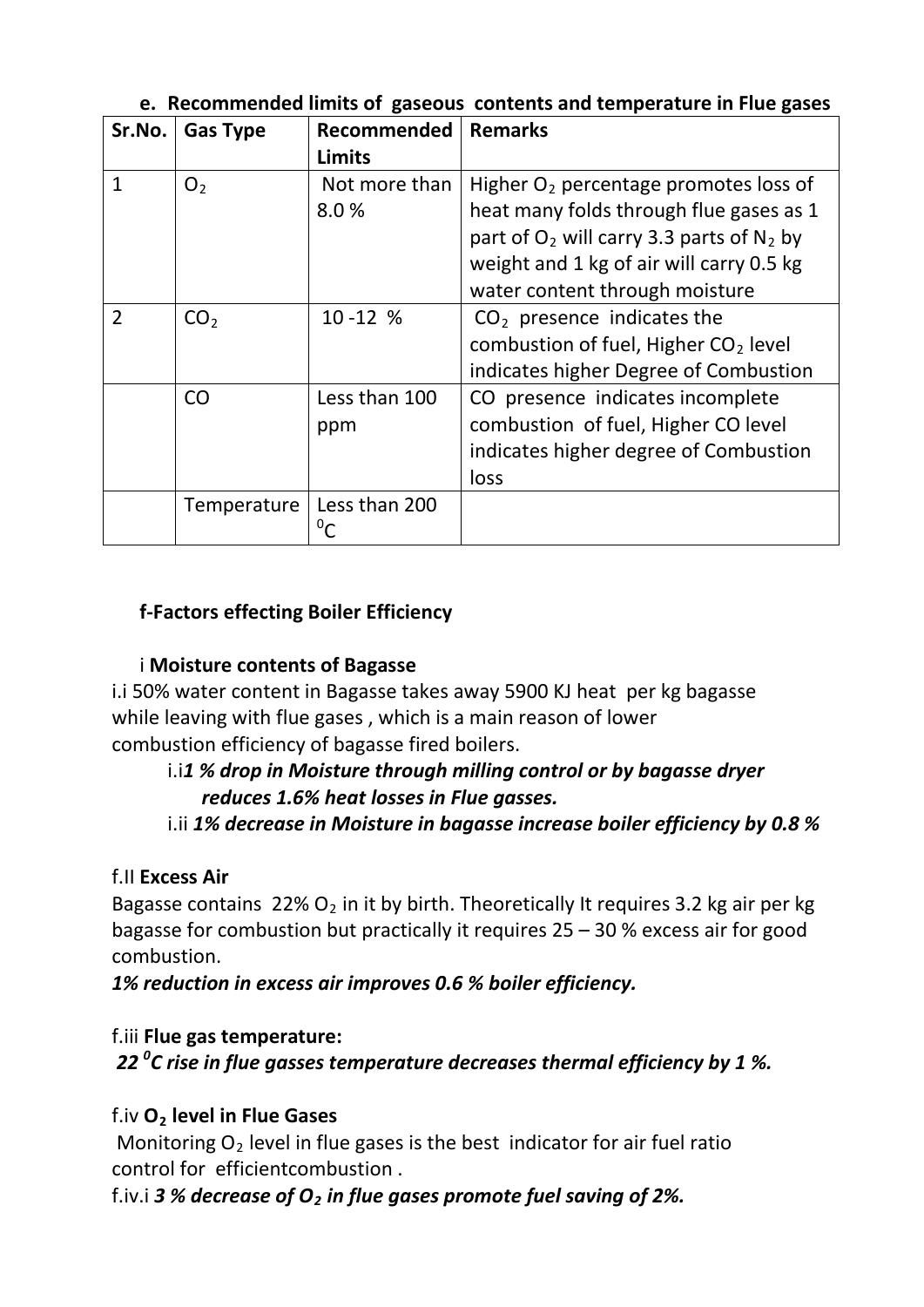### e. Recommended limits of gaseous contents and temperature in Flue gases

| Sr.No. | Gas Type | Recommended Limits | Remarks |
|---|---|---|---|
| 1 | $O_2$ | Not more than 8.0 % | Higher $O_2$ percentage promotes loss of heat many folds through flue gases as 1 part of $O_2$ will carry 3.3 parts of $N_2$ by weight and 1 kg of air will carry 0.5 kg water content through moisture |
| 2 | $CO_2$ | 10 -12 % | $CO_2$ presence indicates the combustion of fuel, Higher $CO_2$ level indicates higher Degree of Combustion |
| | CO | Less than 100 ppm | CO presence indicates incomplete combustion of fuel, Higher CO level indicates higher degree of Combustion loss |
| | Temperature | Less than 200 $^0$C | |

### f-Factors effecting Boiler Efficiency

i **Moisture contents of Bagasse**

i.i 50% water content in Bagasse takes away 5900 KJ heat per kg bagasse while leaving with flue gases , which is a main reason of lower combustion efficiency of bagasse fired boilers.

i.i ***1 % drop in Moisture through milling control or by bagasse dryer reduces 1.6% heat losses in Flue gasses.***

i.ii ***1% decrease in Moisture in bagasse increase boiler efficiency by 0.8 %***

f.II **Excess Air**

Bagasse contains 22% $O_2$ in it by birth. Theoretically It requires 3.2 kg air per kg bagasse for combustion but practically it requires 25 – 30 % excess air for good combustion.

***1% reduction in excess air improves 0.6 % boiler efficiency.***

f.iii **Flue gas temperature:**

***22 $^0$C rise in flue gasses temperature decreases thermal efficiency by 1 %.***

f.iv **$O_2$ level in Flue Gases**

Monitoring $O_2$ level in flue gases is the best indicator for air fuel ratio control for efficientcombustion .

f.iv.i ***3 % decrease of $O_2$ in flue gases promote fuel saving of 2%.***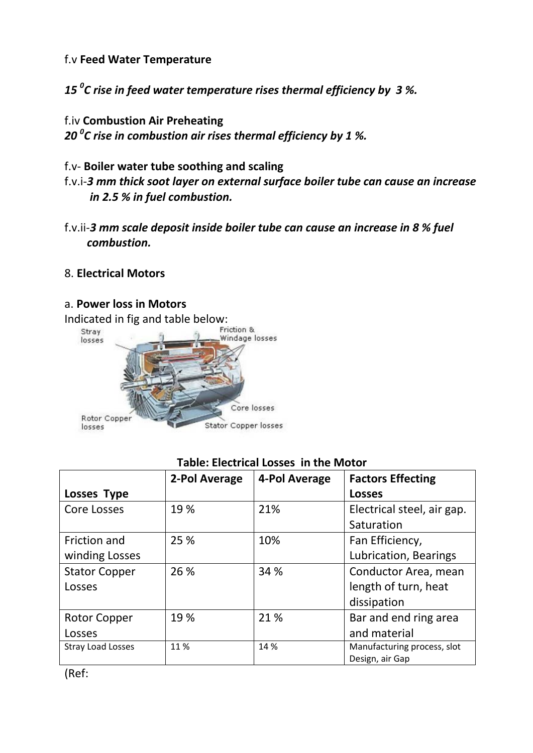f.v **Feed Water Temperature**

***15 $^0$C rise in feed water temperature rises thermal efficiency by 3 %.***

f.iv **Combustion Air Preheating**

***20 $^0$C rise in combustion air rises thermal efficiency by 1 %.***

f.v- **Boiler water tube soothing and scaling**

f.v.i-***3 mm thick soot layer on external surface boiler tube can cause an increase in 2.5 % in fuel combustion.***

f.v.ii-***3 mm scale deposit inside boiler tube can cause an increase in 8 % fuel combustion.***

8. **Electrical Motors**

a. **Power loss in Motors**

Indicated in fig and table below:

**Table: Electrical Losses in the Motor**

| Losses Type | 2-Pol Average | 4-Pol Average | Factors Effecting Losses |
|---|---|---|---|
| Core Losses | 19 % | 21% | Electrical steel, air gap. Saturation |
| Friction and winding Losses | 25 % | 10% | Fan Efficiency, Lubrication, Bearings |
| Stator Copper Losses | 26 % | 34 % | Conductor Area, mean length of turn, heat dissipation |
| Rotor Copper Losses | 19 % | 21 % | Bar and end ring area and material |
| Stray Load Losses | 11 % | 14 % | Manufacturing process, slot Design, air Gap |

(Ref: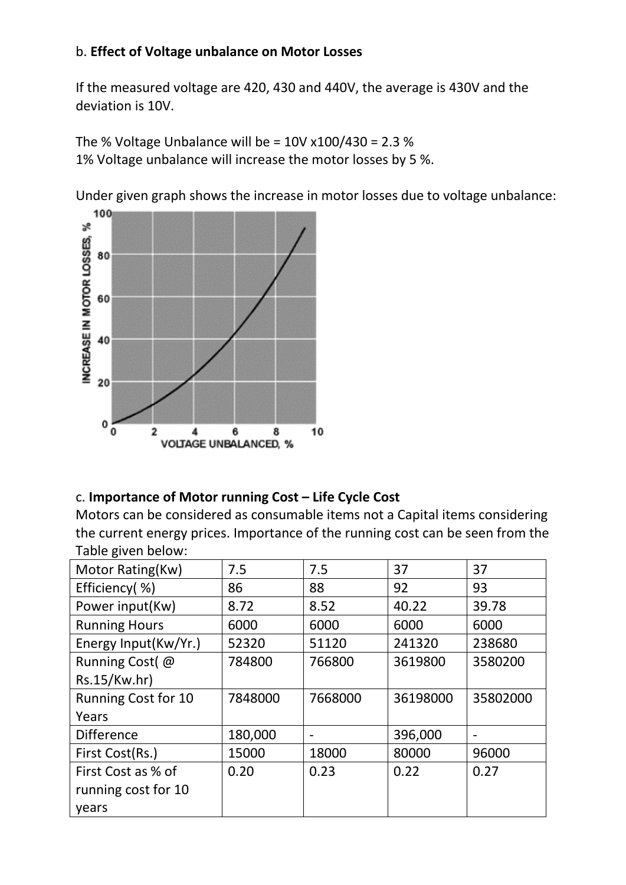b. **Effect of Voltage unbalance on Motor Losses**

If the measured voltage are 420, 430 and 440V, the average is 430V and the deviation is 10V.

The % Voltage Unbalance will be = 10V x100/430 = 2.3 %
1% Voltage unbalance will increase the motor losses by 5 %.

Under given graph shows the increase in motor losses due to voltage unbalance:

c. **Importance of Motor running Cost – Life Cycle Cost**
Motors can be considered as consumable items not a Capital items considering the current energy prices. Importance of the running cost can be seen from the Table given below:

| Motor Rating(Kw) | 7.5 | 7.5 | 37 | 37 |
|---|---|---|---|---|
| Efficiency( %) | 86 | 88 | 92 | 93 |
| Power input(Kw) | 8.72 | 8.52 | 40.22 | 39.78 |
| Running Hours | 6000 | 6000 | 6000 | 6000 |
| Energy Input(Kw/Yr.) | 52320 | 51120 | 241320 | 238680 |
| Running Cost( @ Rs.15/Kw.hr) | 784800 | 766800 | 3619800 | 3580200 |
| Running Cost for 10 Years | 7848000 | 7668000 | 36198000 | 35802000 |
| Difference | 180,000 | - | 396,000 | - |
| First Cost(Rs.) | 15000 | 18000 | 80000 | 96000 |
| First Cost as % of running cost for 10 years | 0.20 | 0.23 | 0.22 | 0.27 |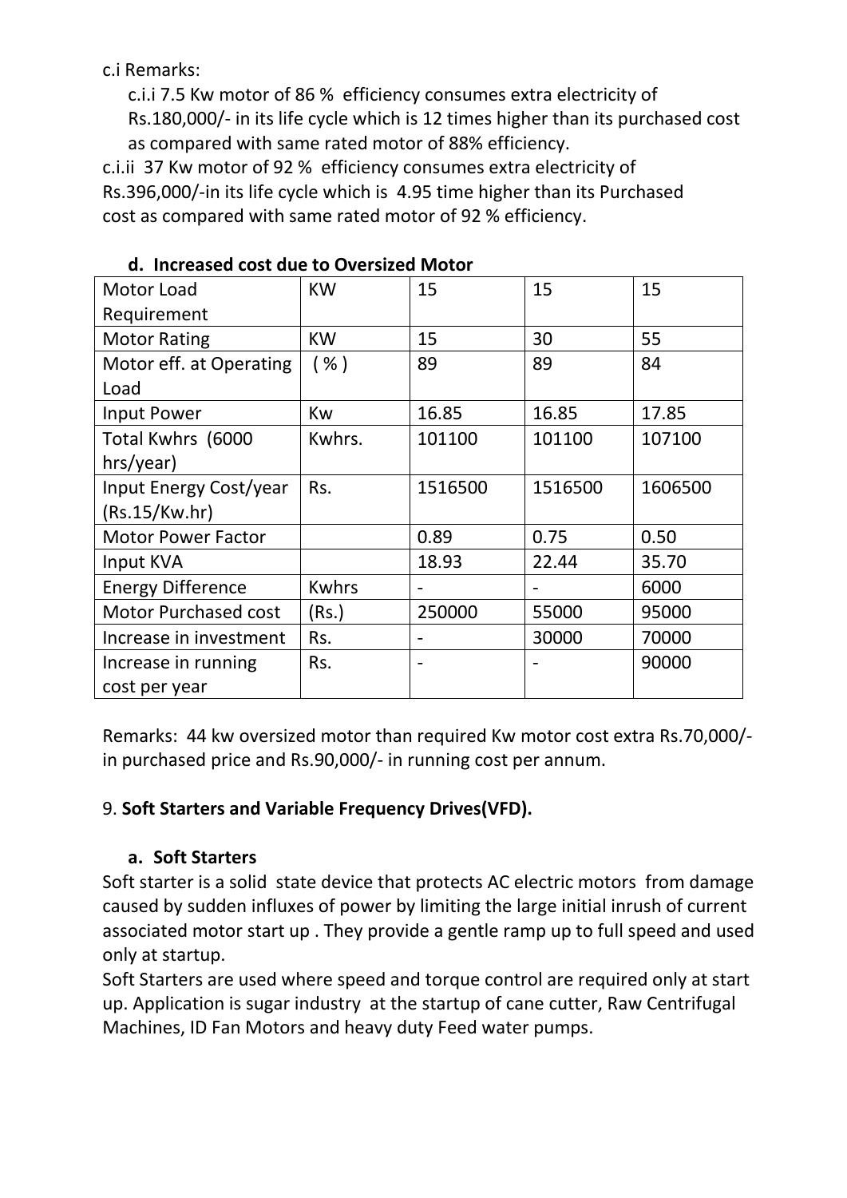c.i Remarks:

c.i.i 7.5 Kw motor of 86 % efficiency consumes extra electricity of Rs.180,000/- in its life cycle which is 12 times higher than its purchased cost as compared with same rated motor of 88% efficiency.

c.i.ii 37 Kw motor of 92 % efficiency consumes extra electricity of Rs.396,000/-in its life cycle which is 4.95 time higher than its Purchased cost as compared with same rated motor of 92 % efficiency.

#### d. Increased cost due to Oversized Motor

| Motor Load Requirement | KW | 15 | 15 | 15 |
|---|---|---|---|---|
| Motor Rating | KW | 15 | 30 | 55 |
| Motor eff. at Operating Load | ( % ) | 89 | 89 | 84 |
| Input Power | Kw | 16.85 | 16.85 | 17.85 |
| Total Kwhrs (6000 hrs/year) | Kwhrs. | 101100 | 101100 | 107100 |
| Input Energy Cost/year (Rs.15/Kw.hr) | Rs. | 1516500 | 1516500 | 1606500 |
| Motor Power Factor | | 0.89 | 0.75 | 0.50 |
| Input KVA | | 18.93 | 22.44 | 35.70 |
| Energy Difference | Kwhrs | - | - | 6000 |
| Motor Purchased cost | (Rs.) | 250000 | 55000 | 95000 |
| Increase in investment | Rs. | - | 30000 | 70000 |
| Increase in running cost per year | Rs. | - | - | 90000 |

Remarks: 44 kw oversized motor than required Kw motor cost extra Rs.70,000/- in purchased price and Rs.90,000/- in running cost per annum.

## 9. **Soft Starters and Variable Frequency Drives(VFD).**

### a. Soft Starters

Soft starter is a solid state device that protects AC electric motors from damage caused by sudden influxes of power by limiting the large initial inrush of current associated motor start up . They provide a gentle ramp up to full speed and used only at startup.

Soft Starters are used where speed and torque control are required only at start up. Application is sugar industry at the startup of cane cutter, Raw Centrifugal Machines, ID Fan Motors and heavy duty Feed water pumps.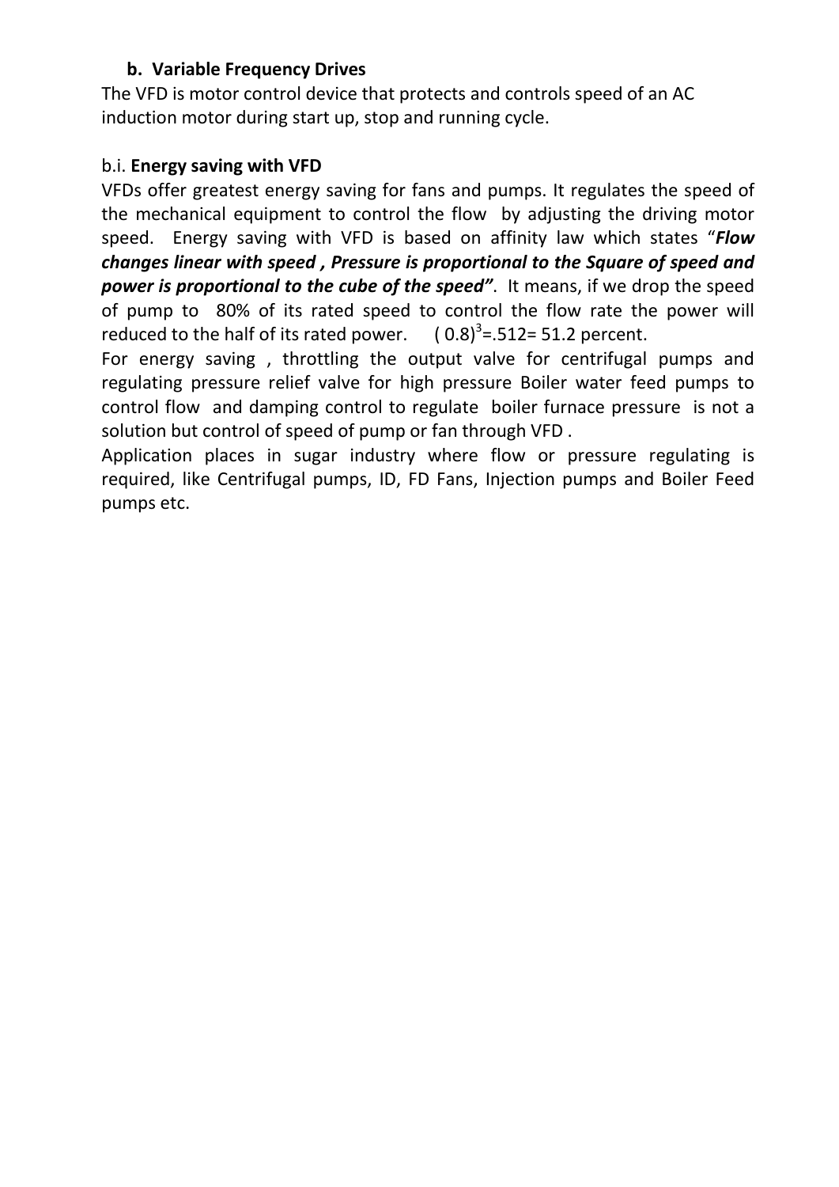### b. Variable Frequency Drives

The VFD is motor control device that protects and controls speed of an AC induction motor during start up, stop and running cycle.

b.i. **Energy saving with VFD**

VFDs offer greatest energy saving for fans and pumps. It regulates the speed of the mechanical equipment to control the flow by adjusting the driving motor speed. Energy saving with VFD is based on affinity law which states "***Flow changes linear with speed , Pressure is proportional to the Square of speed and power is proportional to the cube of the speed"***. It means, if we drop the speed of pump to 80% of its rated speed to control the flow rate the power will reduced to the half of its rated power. $(0.8)^3$=.512= 51.2 percent.

For energy saving , throttling the output valve for centrifugal pumps and regulating pressure relief valve for high pressure Boiler water feed pumps to control flow and damping control to regulate boiler furnace pressure is not a solution but control of speed of pump or fan through VFD .

Application places in sugar industry where flow or pressure regulating is required, like Centrifugal pumps, ID, FD Fans, Injection pumps and Boiler Feed pumps etc.